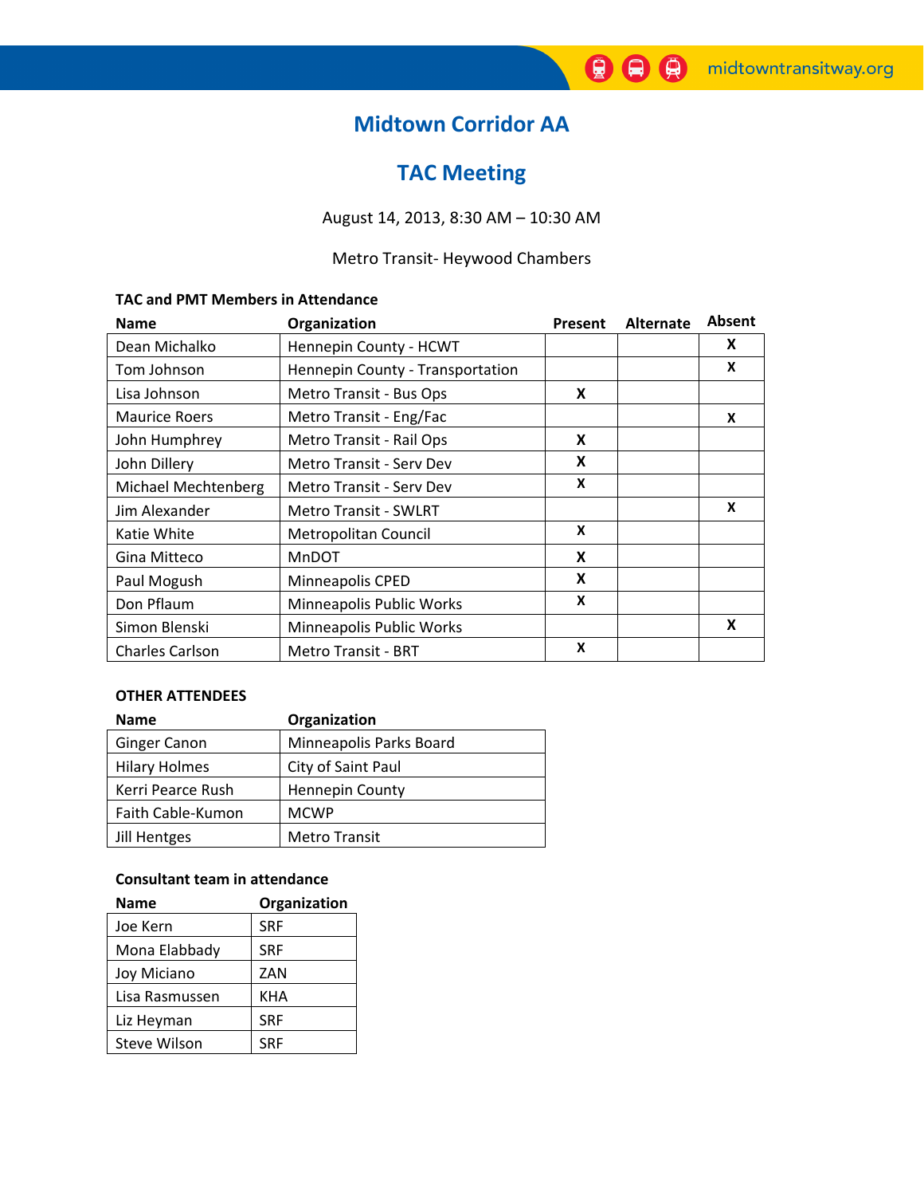# Midtown Corridor AA

## TAC Meeting

August 14, 2013, 8:30 AM – 10:30 AM

Metro Transit- Heywood Chambers

**TAC and PMT Members in Attendance**

| Name | Organization | Present | Alternate | Absent |
|---|---|---|---|---|
| Dean Michalko | Hennepin County - HCWT | | | X |
| Tom Johnson | Hennepin County - Transportation | | | X |
| Lisa Johnson | Metro Transit - Bus Ops | X | | |
| Maurice Roers | Metro Transit - Eng/Fac | | | X |
| John Humphrey | Metro Transit - Rail Ops | X | | |
| John Dillery | Metro Transit - Serv Dev | X | | |
| Michael Mechtenberg | Metro Transit - Serv Dev | X | | |
| Jim Alexander | Metro Transit - SWLRT | | | X |
| Katie White | Metropolitan Council | X | | |
| Gina Mitteco | MnDOT | X | | |
| Paul Mogush | Minneapolis CPED | X | | |
| Don Pflaum | Minneapolis Public Works | X | | |
| Simon Blenski | Minneapolis Public Works | | | X |
| Charles Carlson | Metro Transit - BRT | X | | |

**OTHER ATTENDEES**

| Name | Organization |
|---|---|
| Ginger Canon | Minneapolis Parks Board |
| Hilary Holmes | City of Saint Paul |
| Kerri Pearce Rush | Hennepin County |
| Faith Cable-Kumon | MCWP |
| Jill Hentges | Metro Transit |

**Consultant team in attendance**

| Name | Organization |
|---|---|
| Joe Kern | SRF |
| Mona Elabbady | SRF |
| Joy Miciano | ZAN |
| Lisa Rasmussen | KHA |
| Liz Heyman | SRF |
| Steve Wilson | SRF |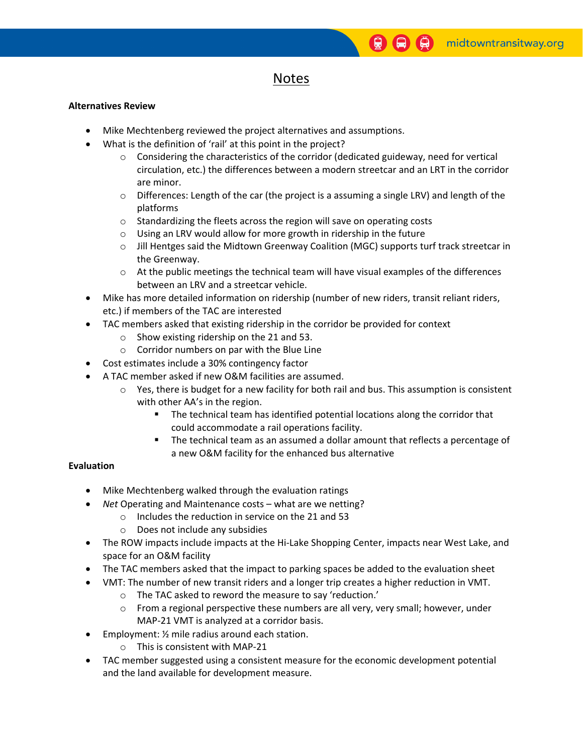# Notes

**Alternatives Review**

- Mike Mechtenberg reviewed the project alternatives and assumptions.
- What is the definition of 'rail' at this point in the project?
  - Considering the characteristics of the corridor (dedicated guideway, need for vertical circulation, etc.) the differences between a modern streetcar and an LRT in the corridor are minor.
  - Differences: Length of the car (the project is a assuming a single LRV) and length of the platforms
  - Standardizing the fleets across the region will save on operating costs
  - Using an LRV would allow for more growth in ridership in the future
  - Jill Hentges said the Midtown Greenway Coalition (MGC) supports turf track streetcar in the Greenway.
  - At the public meetings the technical team will have visual examples of the differences between an LRV and a streetcar vehicle.
- Mike has more detailed information on ridership (number of new riders, transit reliant riders, etc.) if members of the TAC are interested
- TAC members asked that existing ridership in the corridor be provided for context
  - Show existing ridership on the 21 and 53.
  - Corridor numbers on par with the Blue Line
- Cost estimates include a 30% contingency factor
- A TAC member asked if new O&M facilities are assumed.
  - Yes, there is budget for a new facility for both rail and bus. This assumption is consistent with other AA's in the region.
    - The technical team has identified potential locations along the corridor that could accommodate a rail operations facility.
    - The technical team as an assumed a dollar amount that reflects a percentage of a new O&M facility for the enhanced bus alternative

**Evaluation**

- Mike Mechtenberg walked through the evaluation ratings
- *Net* Operating and Maintenance costs – what are we netting?
  - Includes the reduction in service on the 21 and 53
  - Does not include any subsidies
- The ROW impacts include impacts at the Hi-Lake Shopping Center, impacts near West Lake, and space for an O&M facility
- The TAC members asked that the impact to parking spaces be added to the evaluation sheet
- VMT: The number of new transit riders and a longer trip creates a higher reduction in VMT.
  - The TAC asked to reword the measure to say 'reduction.'
  - From a regional perspective these numbers are all very, very small; however, under MAP-21 VMT is analyzed at a corridor basis.
- Employment: ½ mile radius around each station.
  - This is consistent with MAP-21
- TAC member suggested using a consistent measure for the economic development potential and the land available for development measure.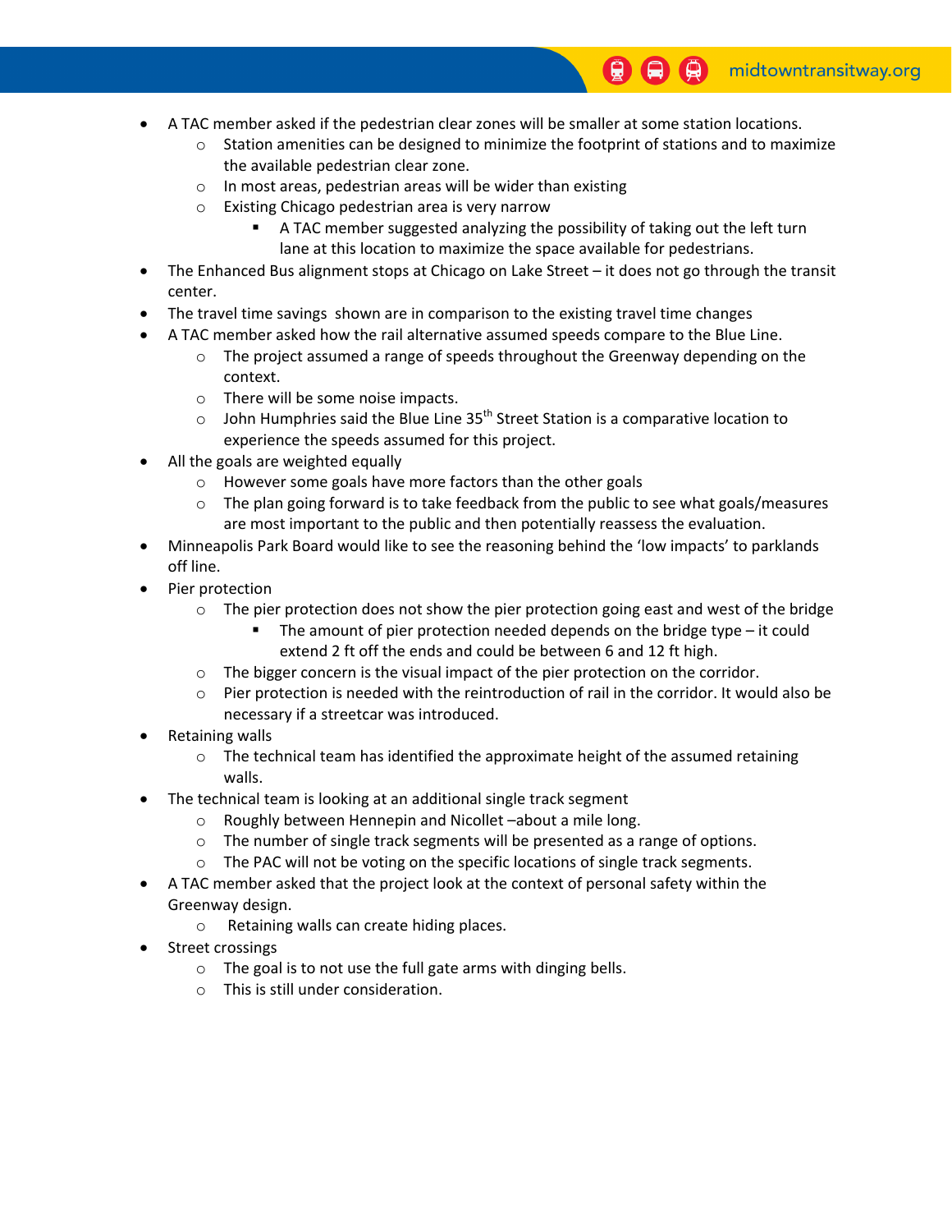- A TAC member asked if the pedestrian clear zones will be smaller at some station locations.
  - Station amenities can be designed to minimize the footprint of stations and to maximize the available pedestrian clear zone.
  - In most areas, pedestrian areas will be wider than existing
  - Existing Chicago pedestrian area is very narrow
    - A TAC member suggested analyzing the possibility of taking out the left turn lane at this location to maximize the space available for pedestrians.
- The Enhanced Bus alignment stops at Chicago on Lake Street – it does not go through the transit center.
- The travel time savings shown are in comparison to the existing travel time changes
- A TAC member asked how the rail alternative assumed speeds compare to the Blue Line.
  - The project assumed a range of speeds throughout the Greenway depending on the context.
  - There will be some noise impacts.
  - John Humphries said the Blue Line 35th Street Station is a comparative location to experience the speeds assumed for this project.
- All the goals are weighted equally
  - However some goals have more factors than the other goals
  - The plan going forward is to take feedback from the public to see what goals/measures are most important to the public and then potentially reassess the evaluation.
- Minneapolis Park Board would like to see the reasoning behind the 'low impacts' to parklands off line.
- Pier protection
  - The pier protection does not show the pier protection going east and west of the bridge
    - The amount of pier protection needed depends on the bridge type – it could extend 2 ft off the ends and could be between 6 and 12 ft high.
  - The bigger concern is the visual impact of the pier protection on the corridor.
  - Pier protection is needed with the reintroduction of rail in the corridor. It would also be necessary if a streetcar was introduced.
- Retaining walls
  - The technical team has identified the approximate height of the assumed retaining walls.
- The technical team is looking at an additional single track segment
  - Roughly between Hennepin and Nicollet –about a mile long.
  - The number of single track segments will be presented as a range of options.
  - The PAC will not be voting on the specific locations of single track segments.
- A TAC member asked that the project look at the context of personal safety within the Greenway design.
  - Retaining walls can create hiding places.
- Street crossings
  - The goal is to not use the full gate arms with dinging bells.
  - This is still under consideration.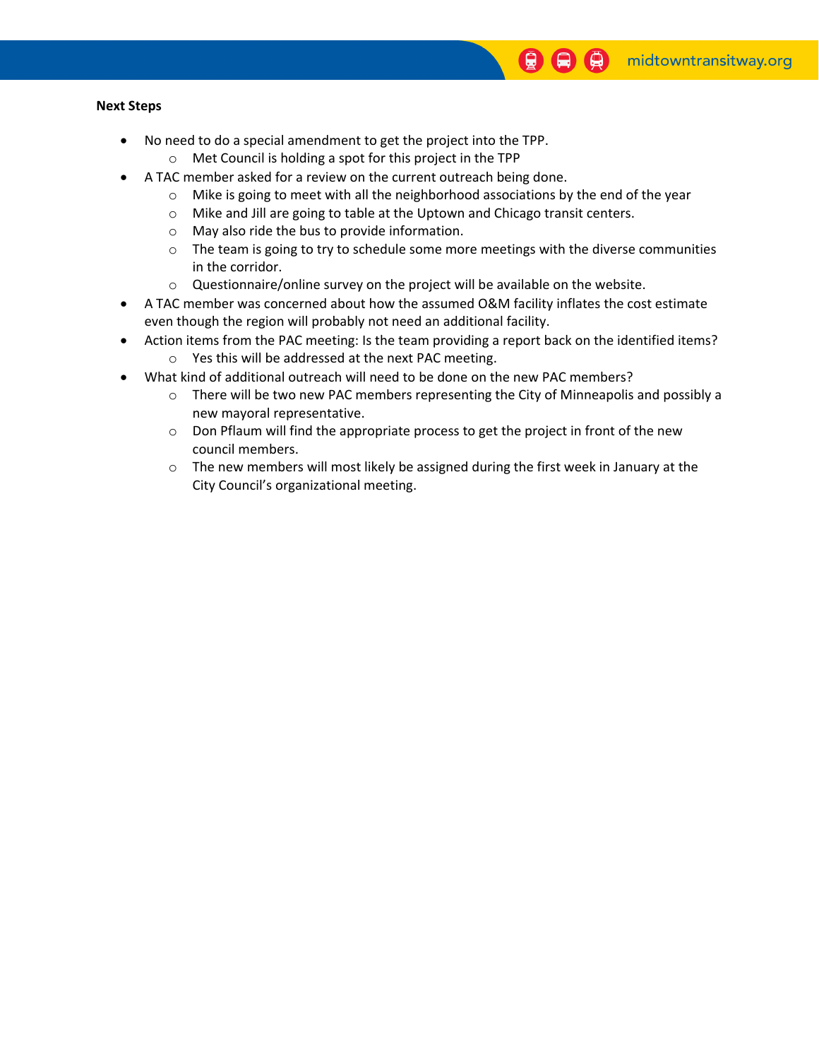**Next Steps**

- No need to do a special amendment to get the project into the TPP.
  - Met Council is holding a spot for this project in the TPP
- A TAC member asked for a review on the current outreach being done.
  - Mike is going to meet with all the neighborhood associations by the end of the year
  - Mike and Jill are going to table at the Uptown and Chicago transit centers.
  - May also ride the bus to provide information.
  - The team is going to try to schedule some more meetings with the diverse communities in the corridor.
  - Questionnaire/online survey on the project will be available on the website.
- A TAC member was concerned about how the assumed O&M facility inflates the cost estimate even though the region will probably not need an additional facility.
- Action items from the PAC meeting: Is the team providing a report back on the identified items?
  - Yes this will be addressed at the next PAC meeting.
- What kind of additional outreach will need to be done on the new PAC members?
  - There will be two new PAC members representing the City of Minneapolis and possibly a new mayoral representative.
  - Don Pflaum will find the appropriate process to get the project in front of the new council members.
  - The new members will most likely be assigned during the first week in January at the City Council's organizational meeting.